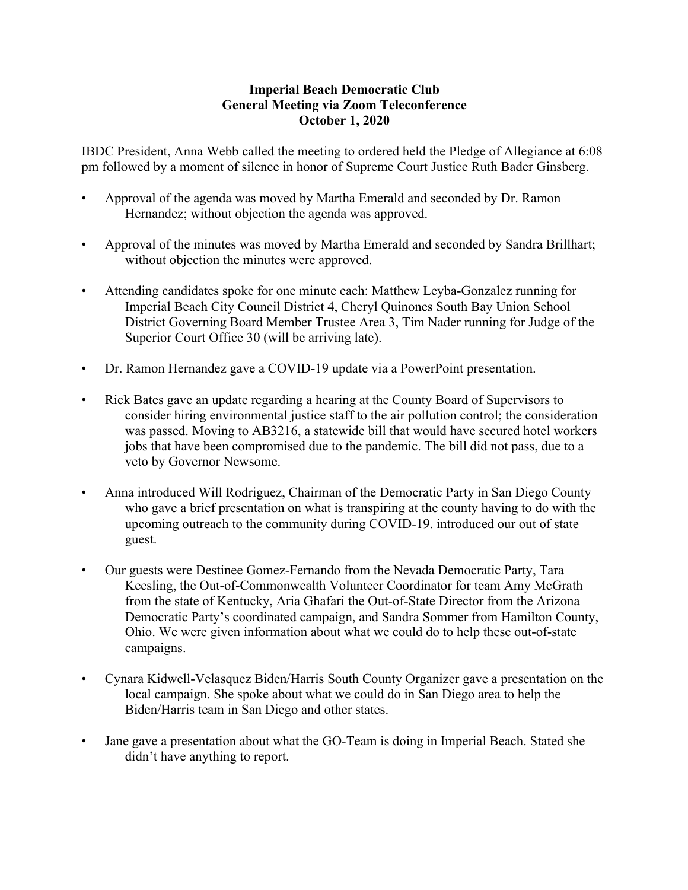**Imperial Beach Democratic Club**
**General Meeting via Zoom Teleconference**
**October 1, 2020**

IBDC President, Anna Webb called the meeting to ordered held the Pledge of Allegiance at 6:08 pm followed by a moment of silence in honor of Supreme Court Justice Ruth Bader Ginsberg.

- Approval of the agenda was moved by Martha Emerald and seconded by Dr. Ramon Hernandez; without objection the agenda was approved.
- Approval of the minutes was moved by Martha Emerald and seconded by Sandra Brillhart; without objection the minutes were approved.
- Attending candidates spoke for one minute each: Matthew Leyba-Gonzalez running for Imperial Beach City Council District 4, Cheryl Quinones South Bay Union School District Governing Board Member Trustee Area 3, Tim Nader running for Judge of the Superior Court Office 30 (will be arriving late).
- Dr. Ramon Hernandez gave a COVID-19 update via a PowerPoint presentation.
- Rick Bates gave an update regarding a hearing at the County Board of Supervisors to consider hiring environmental justice staff to the air pollution control; the consideration was passed. Moving to AB3216, a statewide bill that would have secured hotel workers jobs that have been compromised due to the pandemic. The bill did not pass, due to a veto by Governor Newsome.
- Anna introduced Will Rodriguez, Chairman of the Democratic Party in San Diego County who gave a brief presentation on what is transpiring at the county having to do with the upcoming outreach to the community during COVID-19. introduced our out of state guest.
- Our guests were Destinee Gomez-Fernando from the Nevada Democratic Party, Tara Keesling, the Out-of-Commonwealth Volunteer Coordinator for team Amy McGrath from the state of Kentucky, Aria Ghafari the Out-of-State Director from the Arizona Democratic Party's coordinated campaign, and Sandra Sommer from Hamilton County, Ohio. We were given information about what we could do to help these out-of-state campaigns.
- Cynara Kidwell-Velasquez Biden/Harris South County Organizer gave a presentation on the local campaign. She spoke about what we could do in San Diego area to help the Biden/Harris team in San Diego and other states.
- Jane gave a presentation about what the GO-Team is doing in Imperial Beach. Stated she didn't have anything to report.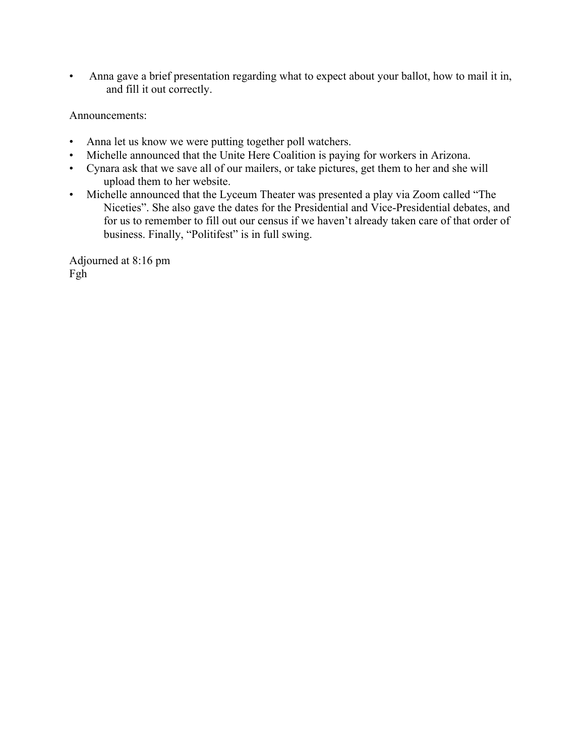- Anna gave a brief presentation regarding what to expect about your ballot, how to mail it in, and fill it out correctly.

Announcements:

- Anna let us know we were putting together poll watchers.
- Michelle announced that the Unite Here Coalition is paying for workers in Arizona.
- Cynara ask that we save all of our mailers, or take pictures, get them to her and she will upload them to her website.
- Michelle announced that the Lyceum Theater was presented a play via Zoom called "The Niceties". She also gave the dates for the Presidential and Vice-Presidential debates, and for us to remember to fill out our census if we haven't already taken care of that order of business. Finally, "Politifest" is in full swing.

Adjourned at 8:16 pm
Fgh